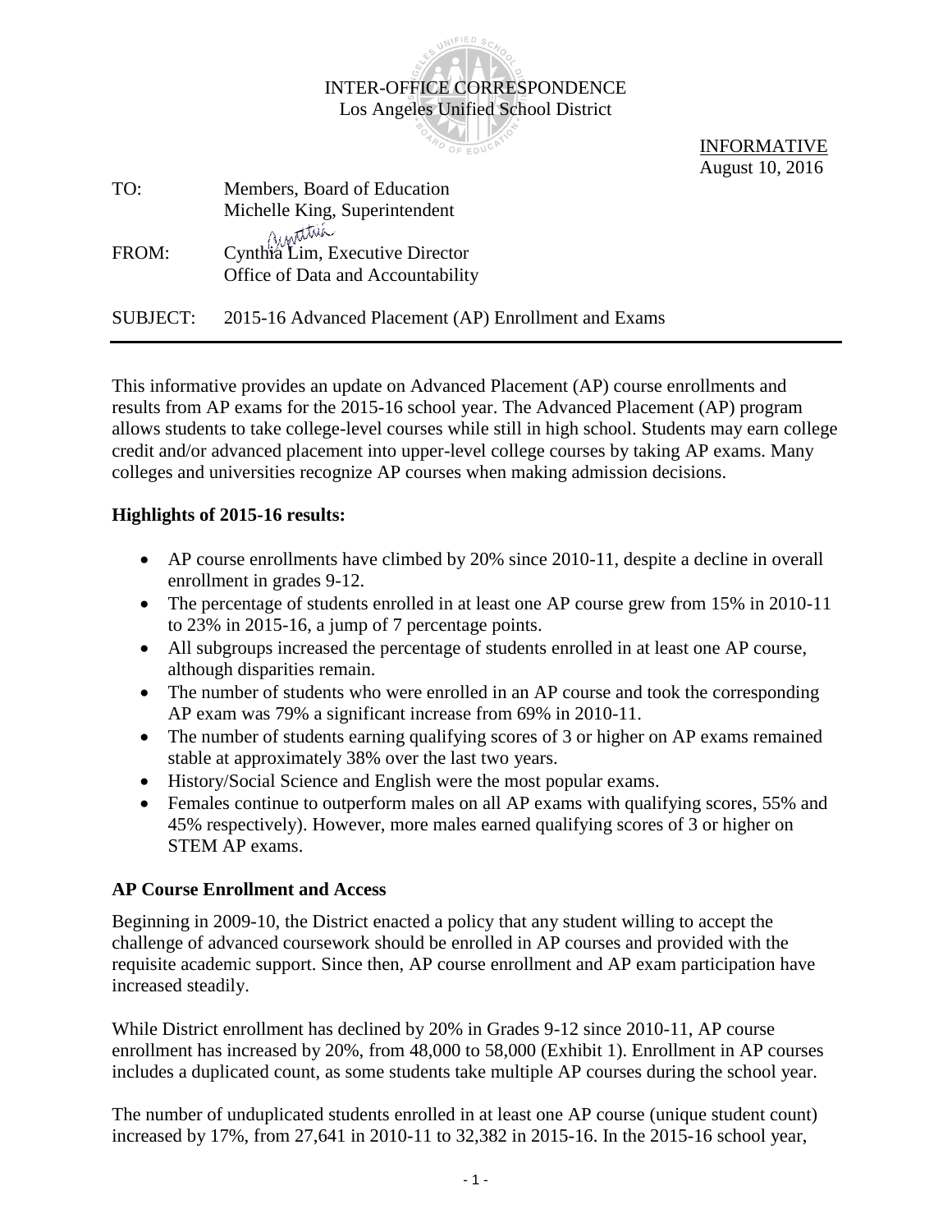INTER-OFFICE CORRESPONDENCE
Los Angeles Unified School District

INFORMATIVE
August 10, 2016

TO: Members, Board of Education
Michelle King, Superintendent

FROM: Cynthia Lim, Executive Director
Office of Data and Accountability

SUBJECT: 2015-16 Advanced Placement (AP) Enrollment and Exams

---

This informative provides an update on Advanced Placement (AP) course enrollments and results from AP exams for the 2015-16 school year. The Advanced Placement (AP) program allows students to take college-level courses while still in high school. Students may earn college credit and/or advanced placement into upper-level college courses by taking AP exams. Many colleges and universities recognize AP courses when making admission decisions.

**Highlights of 2015-16 results:**

- AP course enrollments have climbed by 20% since 2010-11, despite a decline in overall enrollment in grades 9-12.
- The percentage of students enrolled in at least one AP course grew from 15% in 2010-11 to 23% in 2015-16, a jump of 7 percentage points.
- All subgroups increased the percentage of students enrolled in at least one AP course, although disparities remain.
- The number of students who were enrolled in an AP course and took the corresponding AP exam was 79% a significant increase from 69% in 2010-11.
- The number of students earning qualifying scores of 3 or higher on AP exams remained stable at approximately 38% over the last two years.
- History/Social Science and English were the most popular exams.
- Females continue to outperform males on all AP exams with qualifying scores, 55% and 45% respectively). However, more males earned qualifying scores of 3 or higher on STEM AP exams.

**AP Course Enrollment and Access**

Beginning in 2009-10, the District enacted a policy that any student willing to accept the challenge of advanced coursework should be enrolled in AP courses and provided with the requisite academic support. Since then, AP course enrollment and AP exam participation have increased steadily.

While District enrollment has declined by 20% in Grades 9-12 since 2010-11, AP course enrollment has increased by 20%, from 48,000 to 58,000 (Exhibit 1). Enrollment in AP courses includes a duplicated count, as some students take multiple AP courses during the school year.

The number of unduplicated students enrolled in at least one AP course (unique student count) increased by 17%, from 27,641 in 2010-11 to 32,382 in 2015-16. In the 2015-16 school year,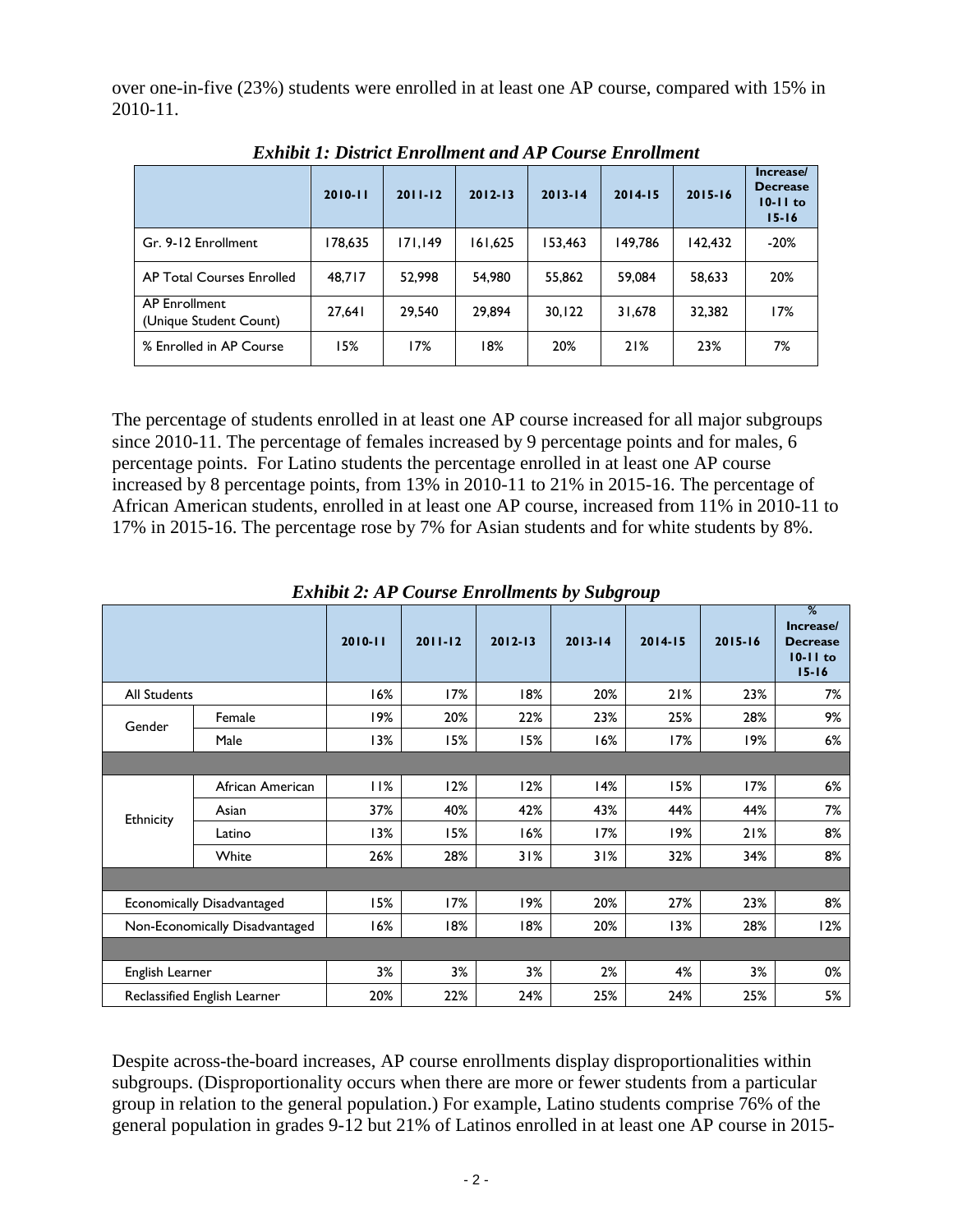over one-in-five (23%) students were enrolled in at least one AP course, compared with 15% in 2010-11.

***Exhibit 1: District Enrollment and AP Course Enrollment***

| | 2010-11 | 2011-12 | 2012-13 | 2013-14 | 2014-15 | 2015-16 | Increase/ Decrease 10-11 to 15-16 |
|---|---|---|---|---|---|---|---|
| Gr. 9-12 Enrollment | 178,635 | 171,149 | 161,625 | 153,463 | 149,786 | 142,432 | -20% |
| AP Total Courses Enrolled | 48,717 | 52,998 | 54,980 | 55,862 | 59,084 | 58,633 | 20% |
| AP Enrollment (Unique Student Count) | 27,641 | 29,540 | 29,894 | 30,122 | 31,678 | 32,382 | 17% |
| % Enrolled in AP Course | 15% | 17% | 18% | 20% | 21% | 23% | 7% |

The percentage of students enrolled in at least one AP course increased for all major subgroups since 2010-11. The percentage of females increased by 9 percentage points and for males, 6 percentage points. For Latino students the percentage enrolled in at least one AP course increased by 8 percentage points, from 13% in 2010-11 to 21% in 2015-16. The percentage of African American students, enrolled in at least one AP course, increased from 11% in 2010-11 to 17% in 2015-16. The percentage rose by 7% for Asian students and for white students by 8%.

***Exhibit 2: AP Course Enrollments by Subgroup***

| | | 2010-11 | 2011-12 | 2012-13 | 2013-14 | 2014-15 | 2015-16 | % Increase/ Decrease 10-11 to 15-16 |
|---|---|---|---|---|---|---|---|---|
| All Students | | 16% | 17% | 18% | 20% | 21% | 23% | 7% |
| Gender | Female | 19% | 20% | 22% | 23% | 25% | 28% | 9% |
| | Male | 13% | 15% | 15% | 16% | 17% | 19% | 6% |
| | | | | | | | | |
| Ethnicity | African American | 11% | 12% | 12% | 14% | 15% | 17% | 6% |
| | Asian | 37% | 40% | 42% | 43% | 44% | 44% | 7% |
| | Latino | 13% | 15% | 16% | 17% | 19% | 21% | 8% |
| | White | 26% | 28% | 31% | 31% | 32% | 34% | 8% |
| | | | | | | | | |
| Economically Disadvantaged | | 15% | 17% | 19% | 20% | 27% | 23% | 8% |
| Non-Economically Disadvantaged | | 16% | 18% | 18% | 20% | 13% | 28% | 12% |
| | | | | | | | | |
| English Learner | | 3% | 3% | 3% | 2% | 4% | 3% | 0% |
| Reclassified English Learner | | 20% | 22% | 24% | 25% | 24% | 25% | 5% |

Despite across-the-board increases, AP course enrollments display disproportionalities within subgroups. (Disproportionality occurs when there are more or fewer students from a particular group in relation to the general population.) For example, Latino students comprise 76% of the general population in grades 9-12 but 21% of Latinos enrolled in at least one AP course in 2015-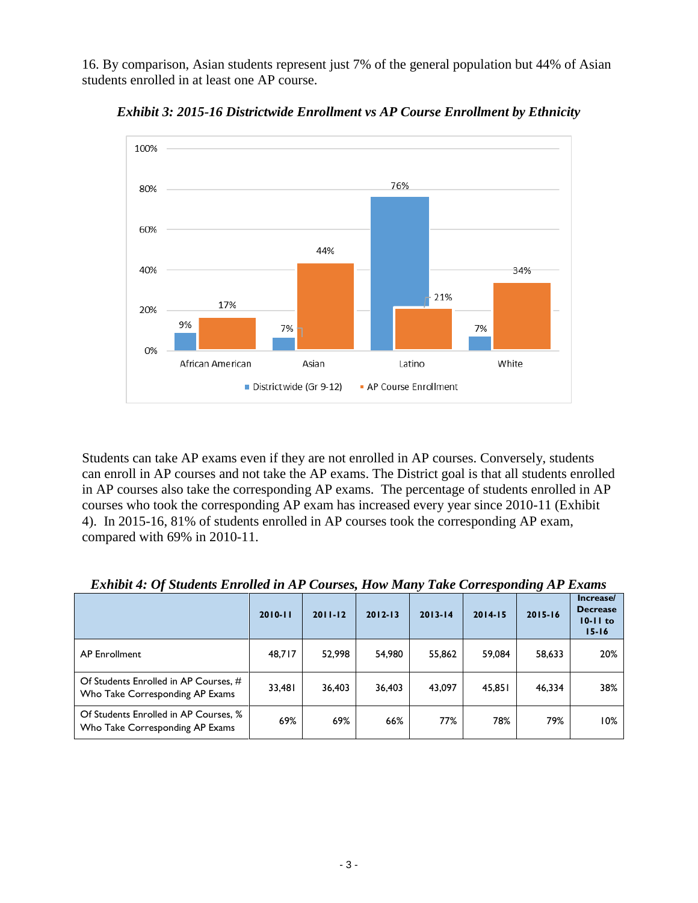16. By comparison, Asian students represent just 7% of the general population but 44% of Asian students enrolled in at least one AP course.

*Exhibit 3: 2015-16 Districtwide Enrollment vs AP Course Enrollment by Ethnicity*

| | Districtwide (Gr 9-12) | AP Course Enrollment |
|---|---|---|
| African American | 9% | 17% |
| Asian | 7% | 44% |
| Latino | 76% | 21% |
| White | 7% | 34% |

Students can take AP exams even if they are not enrolled in AP courses. Conversely, students can enroll in AP courses and not take the AP exams. The District goal is that all students enrolled in AP courses also take the corresponding AP exams. The percentage of students enrolled in AP courses who took the corresponding AP exam has increased every year since 2010-11 (Exhibit 4). In 2015-16, 81% of students enrolled in AP courses took the corresponding AP exam, compared with 69% in 2010-11.

*Exhibit 4: Of Students Enrolled in AP Courses, How Many Take Corresponding AP Exams*

| | 2010-11 | 2011-12 | 2012-13 | 2013-14 | 2014-15 | 2015-16 | Increase/ Decrease 10-11 to 15-16 |
|---|---|---|---|---|---|---|---|
| AP Enrollment | 48,717 | 52,998 | 54,980 | 55,862 | 59,084 | 58,633 | 20% |
| Of Students Enrolled in AP Courses, # Who Take Corresponding AP Exams | 33,481 | 36,403 | 36,403 | 43,097 | 45,851 | 46,334 | 38% |
| Of Students Enrolled in AP Courses, % Who Take Corresponding AP Exams | 69% | 69% | 66% | 77% | 78% | 79% | 10% |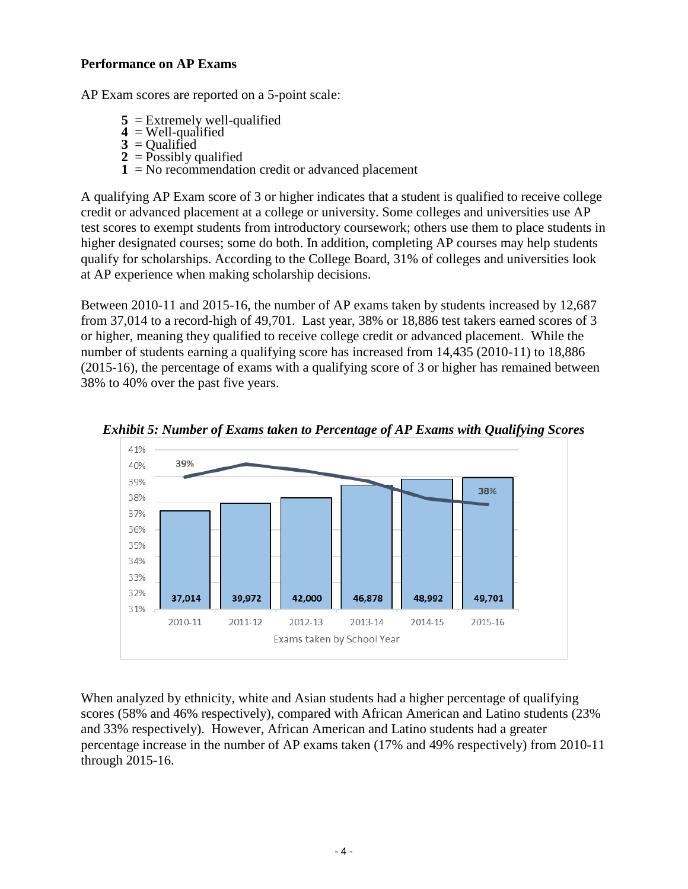**Performance on AP Exams**

AP Exam scores are reported on a 5-point scale:

- **5** = Extremely well-qualified
- **4** = Well-qualified
- **3** = Qualified
- **2** = Possibly qualified
- **1** = No recommendation credit or advanced placement

A qualifying AP Exam score of 3 or higher indicates that a student is qualified to receive college credit or advanced placement at a college or university. Some colleges and universities use AP test scores to exempt students from introductory coursework; others use them to place students in higher designated courses; some do both. In addition, completing AP courses may help students qualify for scholarships. According to the College Board, 31% of colleges and universities look at AP experience when making scholarship decisions.

Between 2010-11 and 2015-16, the number of AP exams taken by students increased by 12,687 from 37,014 to a record-high of 49,701. Last year, 38% or 18,886 test takers earned scores of 3 or higher, meaning they qualified to receive college credit or advanced placement. While the number of students earning a qualifying score has increased from 14,435 (2010-11) to 18,886 (2015-16), the percentage of exams with a qualifying score of 3 or higher has remained between 38% to 40% over the past five years.

***Exhibit 5: Number of Exams taken to Percentage of AP Exams with Qualifying Scores***

| School Year | Exams taken |
|---|---|
| 2010-11 | 37,014 |
| 2011-12 | 39,972 |
| 2012-13 | 42,000 |
| 2013-14 | 46,878 |
| 2014-15 | 48,992 |
| 2015-16 | 49,701 |

Exams taken by School Year (percentage with qualifying scores: 39% in 2010-11; 38% in 2015-16)

When analyzed by ethnicity, white and Asian students had a higher percentage of qualifying scores (58% and 46% respectively), compared with African American and Latino students (23% and 33% respectively). However, African American and Latino students had a greater percentage increase in the number of AP exams taken (17% and 49% respectively) from 2010-11 through 2015-16.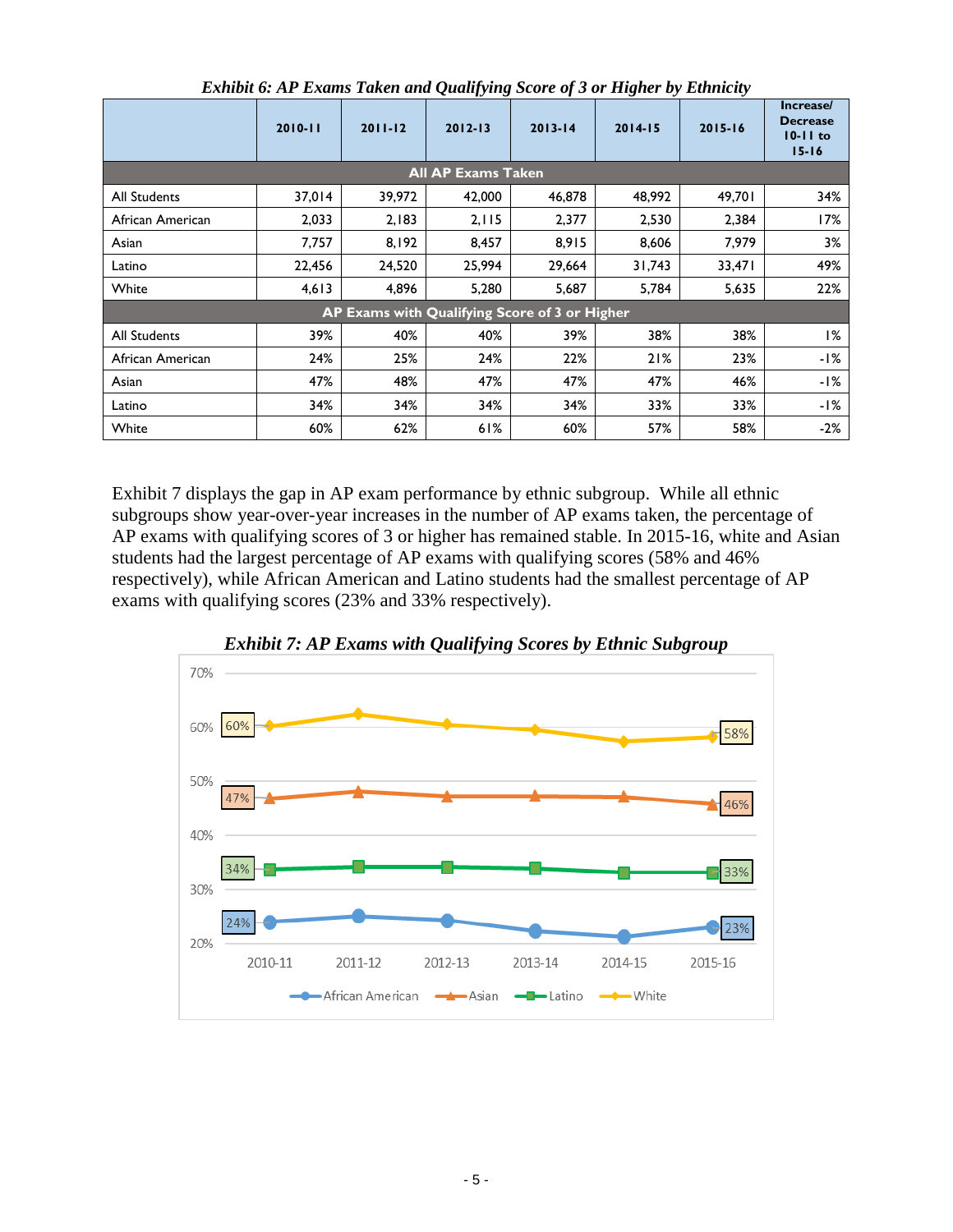*Exhibit 6: AP Exams Taken and Qualifying Score of 3 or Higher by Ethnicity*

| | 2010-11 | 2011-12 | 2012-13 | 2013-14 | 2014-15 | 2015-16 | Increase/ Decrease 10-11 to 15-16 |
|---|---|---|---|---|---|---|---|
| **All AP Exams Taken** | | | | | | | |
| All Students | 37,014 | 39,972 | 42,000 | 46,878 | 48,992 | 49,701 | 34% |
| African American | 2,033 | 2,183 | 2,115 | 2,377 | 2,530 | 2,384 | 17% |
| Asian | 7,757 | 8,192 | 8,457 | 8,915 | 8,606 | 7,979 | 3% |
| Latino | 22,456 | 24,520 | 25,994 | 29,664 | 31,743 | 33,471 | 49% |
| White | 4,613 | 4,896 | 5,280 | 5,687 | 5,784 | 5,635 | 22% |
| **AP Exams with Qualifying Score of 3 or Higher** | | | | | | | |
| All Students | 39% | 40% | 40% | 39% | 38% | 38% | 1% |
| African American | 24% | 25% | 24% | 22% | 21% | 23% | -1% |
| Asian | 47% | 48% | 47% | 47% | 47% | 46% | -1% |
| Latino | 34% | 34% | 34% | 34% | 33% | 33% | -1% |
| White | 60% | 62% | 61% | 60% | 57% | 58% | -2% |

Exhibit 7 displays the gap in AP exam performance by ethnic subgroup. While all ethnic subgroups show year-over-year increases in the number of AP exams taken, the percentage of AP exams with qualifying scores of 3 or higher has remained stable. In 2015-16, white and Asian students had the largest percentage of AP exams with qualifying scores (58% and 46% respectively), while African American and Latino students had the smallest percentage of AP exams with qualifying scores (23% and 33% respectively).

*Exhibit 7: AP Exams with Qualifying Scores by Ethnic Subgroup*

| | 2010-11 | 2011-12 | 2012-13 | 2013-14 | 2014-15 | 2015-16 |
|---|---|---|---|---|---|---|
| African American | 24% | | | | | 23% |
| Asian | 47% | | | | | 46% |
| Latino | 34% | | | | | 33% |
| White | 60% | | | | | 58% |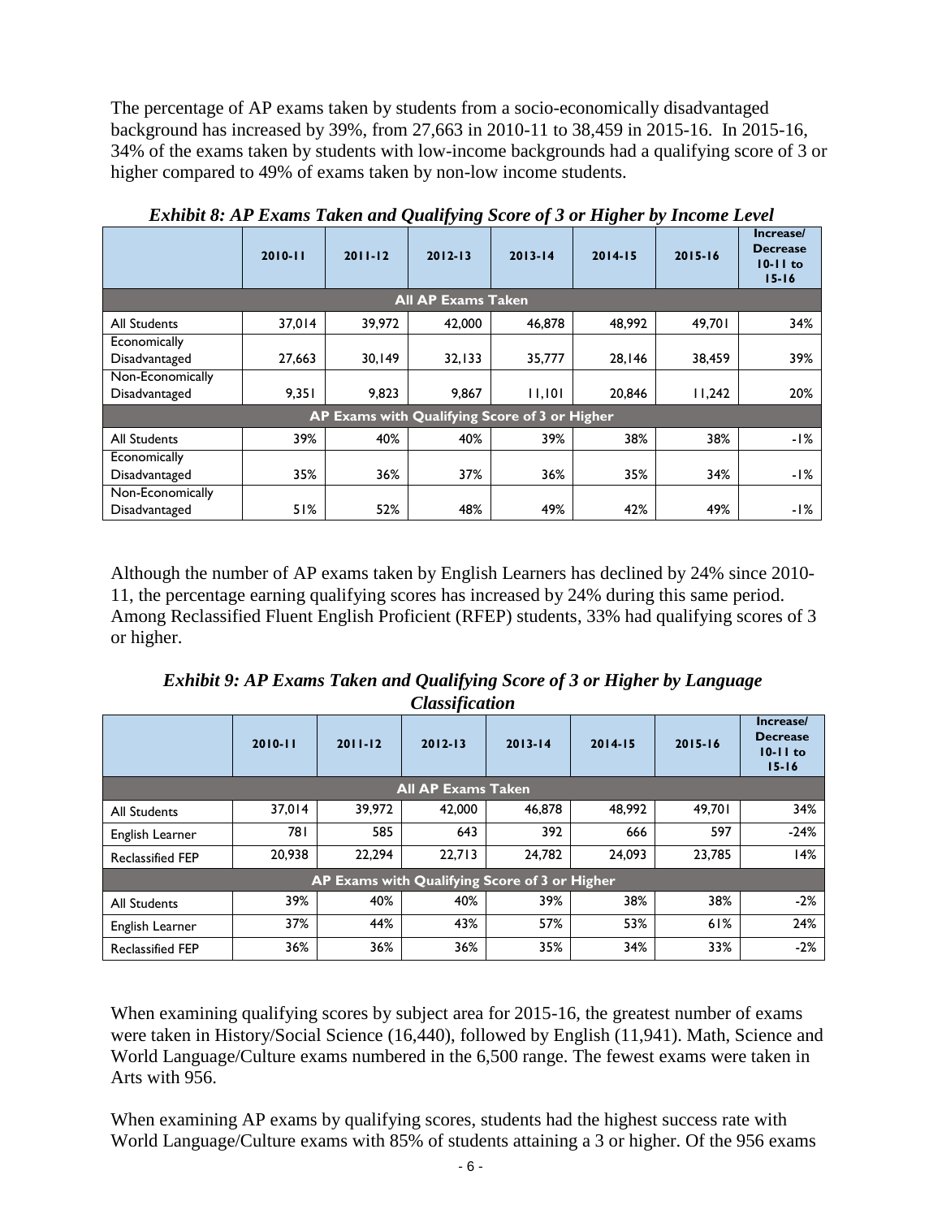The percentage of AP exams taken by students from a socio-economically disadvantaged background has increased by 39%, from 27,663 in 2010-11 to 38,459 in 2015-16. In 2015-16, 34% of the exams taken by students with low-income backgrounds had a qualifying score of 3 or higher compared to 49% of exams taken by non-low income students.

***Exhibit 8: AP Exams Taken and Qualifying Score of 3 or Higher by Income Level***

| | 2010-11 | 2011-12 | 2012-13 | 2013-14 | 2014-15 | 2015-16 | Increase/ Decrease 10-11 to 15-16 |
|---|---|---|---|---|---|---|---|
| **All AP Exams Taken** | | | | | | | |
| All Students | 37,014 | 39,972 | 42,000 | 46,878 | 48,992 | 49,701 | 34% |
| Economically Disadvantaged | 27,663 | 30,149 | 32,133 | 35,777 | 28,146 | 38,459 | 39% |
| Non-Economically Disadvantaged | 9,351 | 9,823 | 9,867 | 11,101 | 20,846 | 11,242 | 20% |
| **AP Exams with Qualifying Score of 3 or Higher** | | | | | | | |
| All Students | 39% | 40% | 40% | 39% | 38% | 38% | -1% |
| Economically Disadvantaged | 35% | 36% | 37% | 36% | 35% | 34% | -1% |
| Non-Economically Disadvantaged | 51% | 52% | 48% | 49% | 42% | 49% | -1% |

Although the number of AP exams taken by English Learners has declined by 24% since 2010-11, the percentage earning qualifying scores has increased by 24% during this same period. Among Reclassified Fluent English Proficient (RFEP) students, 33% had qualifying scores of 3 or higher.

***Exhibit 9: AP Exams Taken and Qualifying Score of 3 or Higher by Language Classification***

| | 2010-11 | 2011-12 | 2012-13 | 2013-14 | 2014-15 | 2015-16 | Increase/ Decrease 10-11 to 15-16 |
|---|---|---|---|---|---|---|---|
| **All AP Exams Taken** | | | | | | | |
| All Students | 37,014 | 39,972 | 42,000 | 46,878 | 48,992 | 49,701 | 34% |
| English Learner | 781 | 585 | 643 | 392 | 666 | 597 | -24% |
| Reclassified FEP | 20,938 | 22,294 | 22,713 | 24,782 | 24,093 | 23,785 | 14% |
| **AP Exams with Qualifying Score of 3 or Higher** | | | | | | | |
| All Students | 39% | 40% | 40% | 39% | 38% | 38% | -2% |
| English Learner | 37% | 44% | 43% | 57% | 53% | 61% | 24% |
| Reclassified FEP | 36% | 36% | 36% | 35% | 34% | 33% | -2% |

When examining qualifying scores by subject area for 2015-16, the greatest number of exams were taken in History/Social Science (16,440), followed by English (11,941). Math, Science and World Language/Culture exams numbered in the 6,500 range. The fewest exams were taken in Arts with 956.

When examining AP exams by qualifying scores, students had the highest success rate with World Language/Culture exams with 85% of students attaining a 3 or higher. Of the 956 exams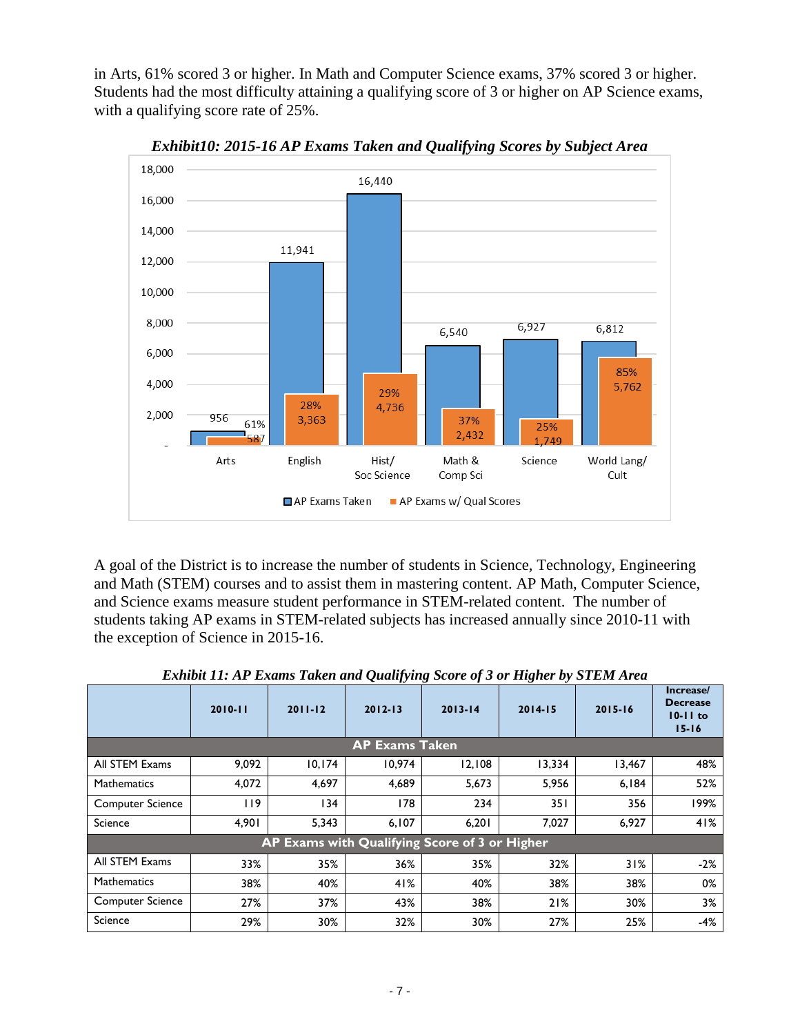in Arts, 61% scored 3 or higher. In Math and Computer Science exams, 37% scored 3 or higher. Students had the most difficulty attaining a qualifying score of 3 or higher on AP Science exams, with a qualifying score rate of 25%.

***Exhibit10: 2015-16 AP Exams Taken and Qualifying Scores by Subject Area***

| Subject Area | AP Exams Taken | AP Exams w/ Qual Scores | % Qualifying |
|---|---|---|---|
| Arts | 956 | 587 | 61% |
| English | 11,941 | 3,363 | 28% |
| Hist/ Soc Science | 16,440 | 4,736 | 29% |
| Math & Comp Sci | 6,540 | 2,432 | 37% |
| Science | 6,927 | 1,749 | 25% |
| World Lang/ Cult | 6,812 | 5,762 | 85% |

A goal of the District is to increase the number of students in Science, Technology, Engineering and Math (STEM) courses and to assist them in mastering content. AP Math, Computer Science, and Science exams measure student performance in STEM-related content. The number of students taking AP exams in STEM-related subjects has increased annually since 2010-11 with the exception of Science in 2015-16.

***Exhibit 11: AP Exams Taken and Qualifying Score of 3 or Higher by STEM Area***

| | 2010-11 | 2011-12 | 2012-13 | 2013-14 | 2014-15 | 2015-16 | Increase/ Decrease 10-11 to 15-16 |
|---|---|---|---|---|---|---|---|
| **AP Exams Taken** | | | | | | | |
| All STEM Exams | 9,092 | 10,174 | 10,974 | 12,108 | 13,334 | 13,467 | 48% |
| Mathematics | 4,072 | 4,697 | 4,689 | 5,673 | 5,956 | 6,184 | 52% |
| Computer Science | 119 | 134 | 178 | 234 | 351 | 356 | 199% |
| Science | 4,901 | 5,343 | 6,107 | 6,201 | 7,027 | 6,927 | 41% |
| **AP Exams with Qualifying Score of 3 or Higher** | | | | | | | |
| All STEM Exams | 33% | 35% | 36% | 35% | 32% | 31% | -2% |
| Mathematics | 38% | 40% | 41% | 40% | 38% | 38% | 0% |
| Computer Science | 27% | 37% | 43% | 38% | 21% | 30% | 3% |
| Science | 29% | 30% | 32% | 30% | 27% | 25% | -4% |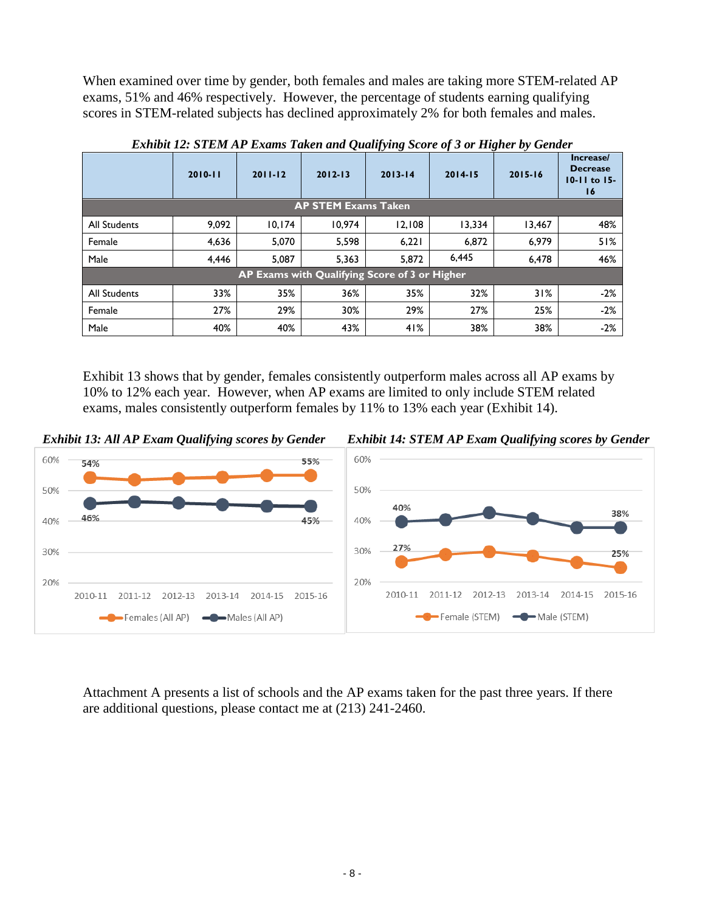When examined over time by gender, both females and males are taking more STEM-related AP exams, 51% and 46% respectively. However, the percentage of students earning qualifying scores in STEM-related subjects has declined approximately 2% for both females and males.

***Exhibit 12: STEM AP Exams Taken and Qualifying Score of 3 or Higher by Gender***

| | 2010-11 | 2011-12 | 2012-13 | 2013-14 | 2014-15 | 2015-16 | Increase/ Decrease 10-11 to 15-16 |
|---|---|---|---|---|---|---|---|
| **AP STEM Exams Taken** | | | | | | | |
| All Students | 9,092 | 10,174 | 10,974 | 12,108 | 13,334 | 13,467 | 48% |
| Female | 4,636 | 5,070 | 5,598 | 6,221 | 6,872 | 6,979 | 51% |
| Male | 4,446 | 5,087 | 5,363 | 5,872 | 6,445 | 6,478 | 46% |
| **AP Exams with Qualifying Score of 3 or Higher** | | | | | | | |
| All Students | 33% | 35% | 36% | 35% | 32% | 31% | -2% |
| Female | 27% | 29% | 30% | 29% | 27% | 25% | -2% |
| Male | 40% | 40% | 43% | 41% | 38% | 38% | -2% |

Exhibit 13 shows that by gender, females consistently outperform males across all AP exams by 10% to 12% each year. However, when AP exams are limited to only include STEM related exams, males consistently outperform females by 11% to 13% each year (Exhibit 14).

***Exhibit 13: All AP Exam Qualifying scores by Gender***

60%
50%
40%
30%
20%
54%
55%
46%
45%
2010-11 2011-12 2012-13 2013-14 2014-15 2015-16
Females (All AP) Males (All AP)

***Exhibit 14: STEM AP Exam Qualifying scores by Gender***

60%
50%
40%
30%
20%
40%
38%
27%
25%
2010-11 2011-12 2012-13 2013-14 2014-15 2015-16
Female (STEM) Male (STEM)

Attachment A presents a list of schools and the AP exams taken for the past three years. If there are additional questions, please contact me at (213) 241-2460.